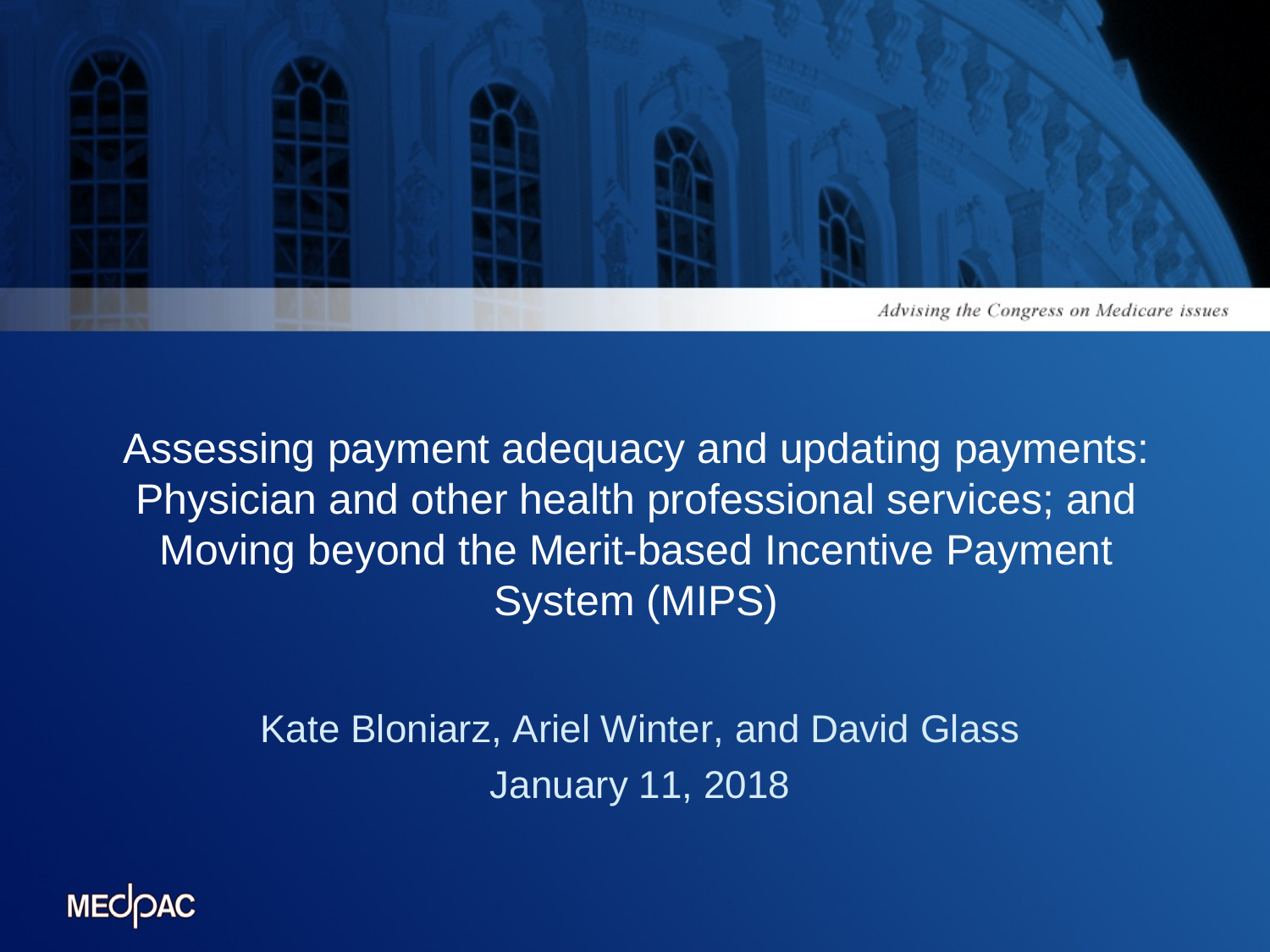*Advising the Congress on Medicare issues*

# Assessing payment adequacy and updating payments: Physician and other health professional services; and Moving beyond the Merit-based Incentive Payment System (MIPS)

Kate Bloniarz, Ariel Winter, and David Glass

January 11, 2018

MEDPAC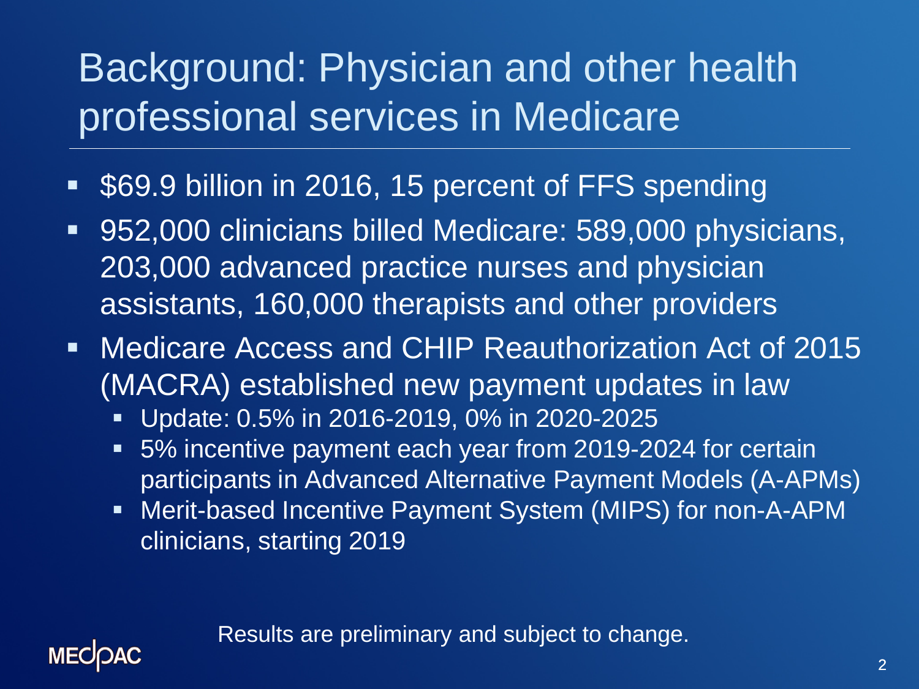# Background: Physician and other health professional services in Medicare

- $69.9 billion in 2016, 15 percent of FFS spending
- 952,000 clinicians billed Medicare: 589,000 physicians, 203,000 advanced practice nurses and physician assistants, 160,000 therapists and other providers
- Medicare Access and CHIP Reauthorization Act of 2015 (MACRA) established new payment updates in law
  - Update: 0.5% in 2016-2019, 0% in 2020-2025
  - 5% incentive payment each year from 2019-2024 for certain participants in Advanced Alternative Payment Models (A-APMs)
  - Merit-based Incentive Payment System (MIPS) for non-A-APM clinicians, starting 2019

Results are preliminary and subject to change.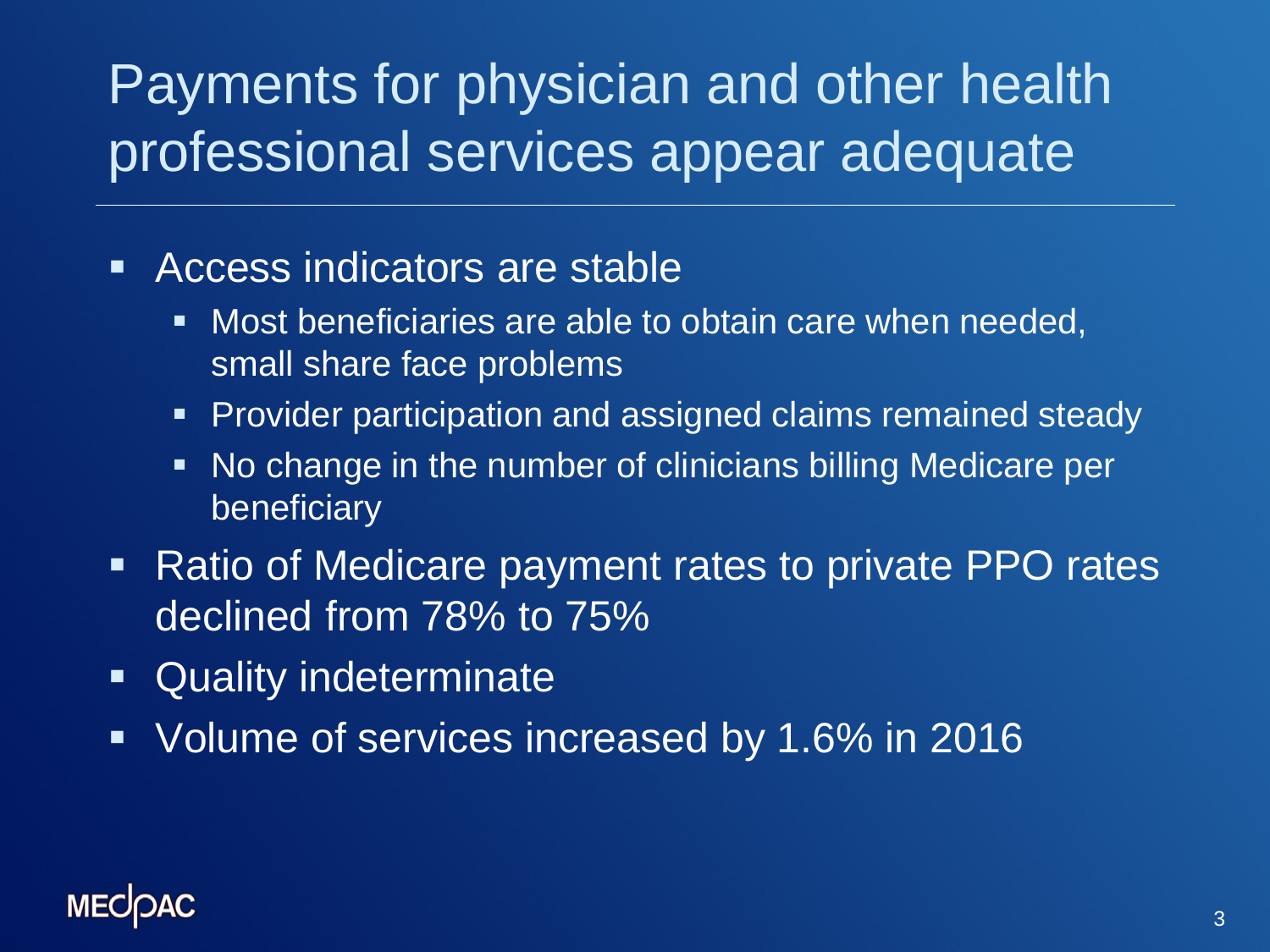# Payments for physician and other health professional services appear adequate

- Access indicators are stable
  - Most beneficiaries are able to obtain care when needed, small share face problems
  - Provider participation and assigned claims remained steady
  - No change in the number of clinicians billing Medicare per beneficiary
- Ratio of Medicare payment rates to private PPO rates declined from 78% to 75%
- Quality indeterminate
- Volume of services increased by 1.6% in 2016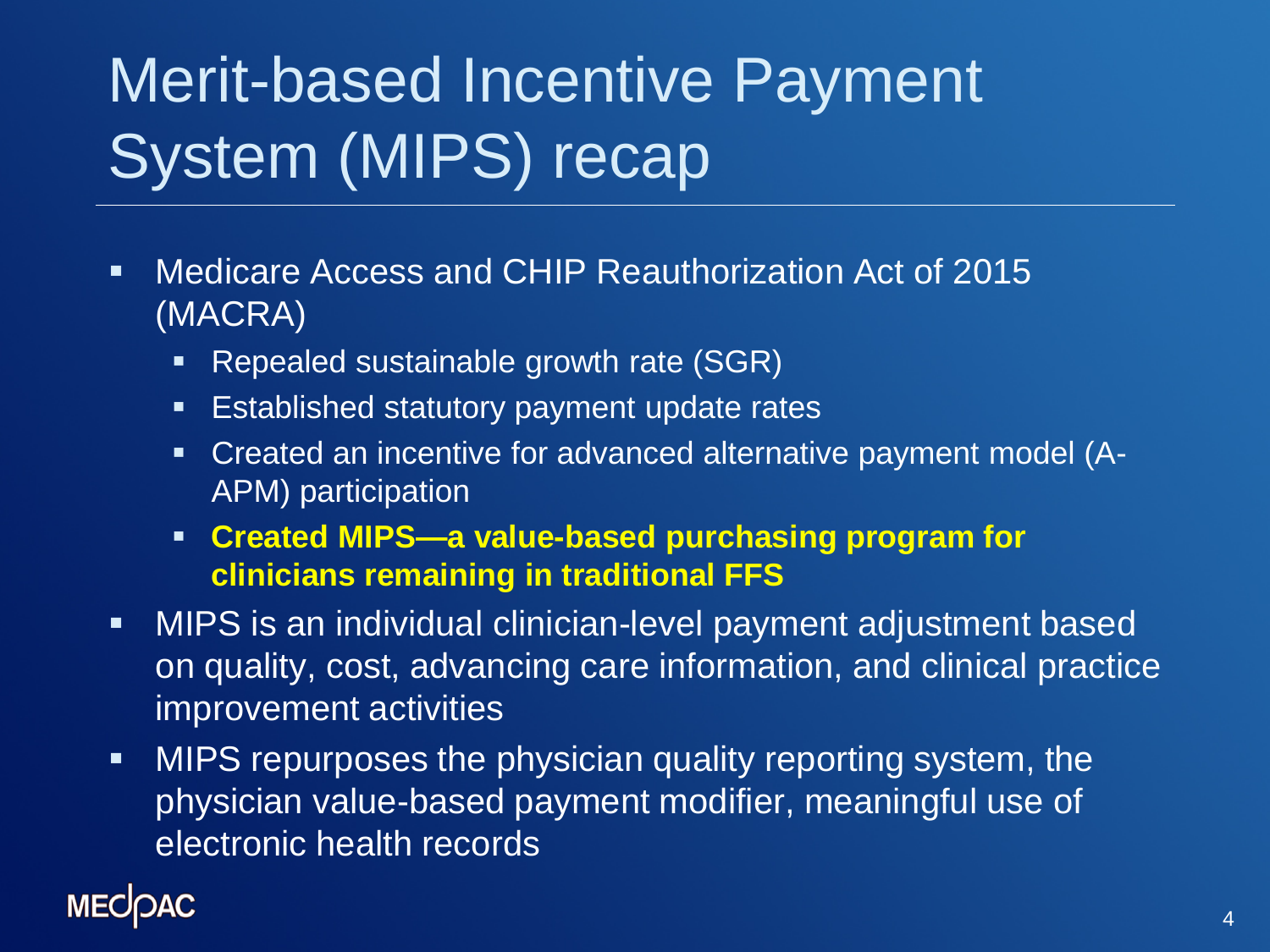# Merit-based Incentive Payment System (MIPS) recap

- Medicare Access and CHIP Reauthorization Act of 2015 (MACRA)
  - Repealed sustainable growth rate (SGR)
  - Established statutory payment update rates
  - Created an incentive for advanced alternative payment model (A-APM) participation
  - **Created MIPS—a value-based purchasing program for clinicians remaining in traditional FFS**
- MIPS is an individual clinician-level payment adjustment based on quality, cost, advancing care information, and clinical practice improvement activities
- MIPS repurposes the physician quality reporting system, the physician value-based payment modifier, meaningful use of electronic health records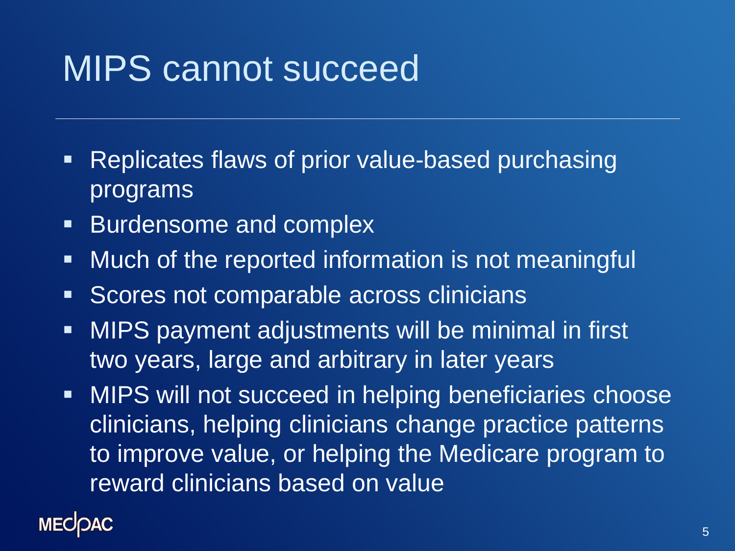# MIPS cannot succeed

- Replicates flaws of prior value-based purchasing programs
- Burdensome and complex
- Much of the reported information is not meaningful
- Scores not comparable across clinicians
- MIPS payment adjustments will be minimal in first two years, large and arbitrary in later years
- MIPS will not succeed in helping beneficiaries choose clinicians, helping clinicians change practice patterns to improve value, or helping the Medicare program to reward clinicians based on value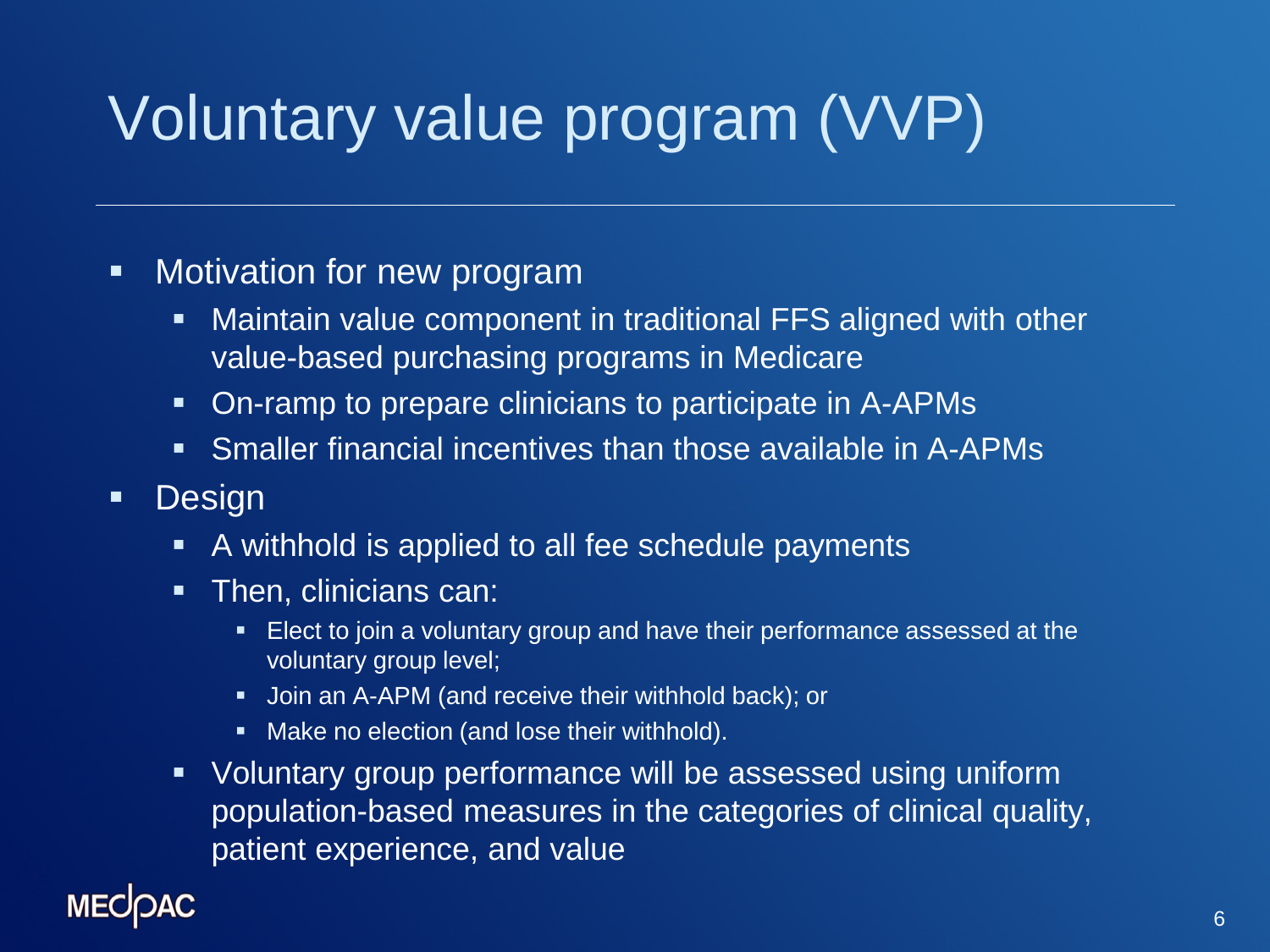# Voluntary value program (VVP)

- Motivation for new program
  - Maintain value component in traditional FFS aligned with other value-based purchasing programs in Medicare
  - On-ramp to prepare clinicians to participate in A-APMs
  - Smaller financial incentives than those available in A-APMs
- Design
  - A withhold is applied to all fee schedule payments
  - Then, clinicians can:
    - Elect to join a voluntary group and have their performance assessed at the voluntary group level;
    - Join an A-APM (and receive their withhold back); or
    - Make no election (and lose their withhold).
  - Voluntary group performance will be assessed using uniform population-based measures in the categories of clinical quality, patient experience, and value